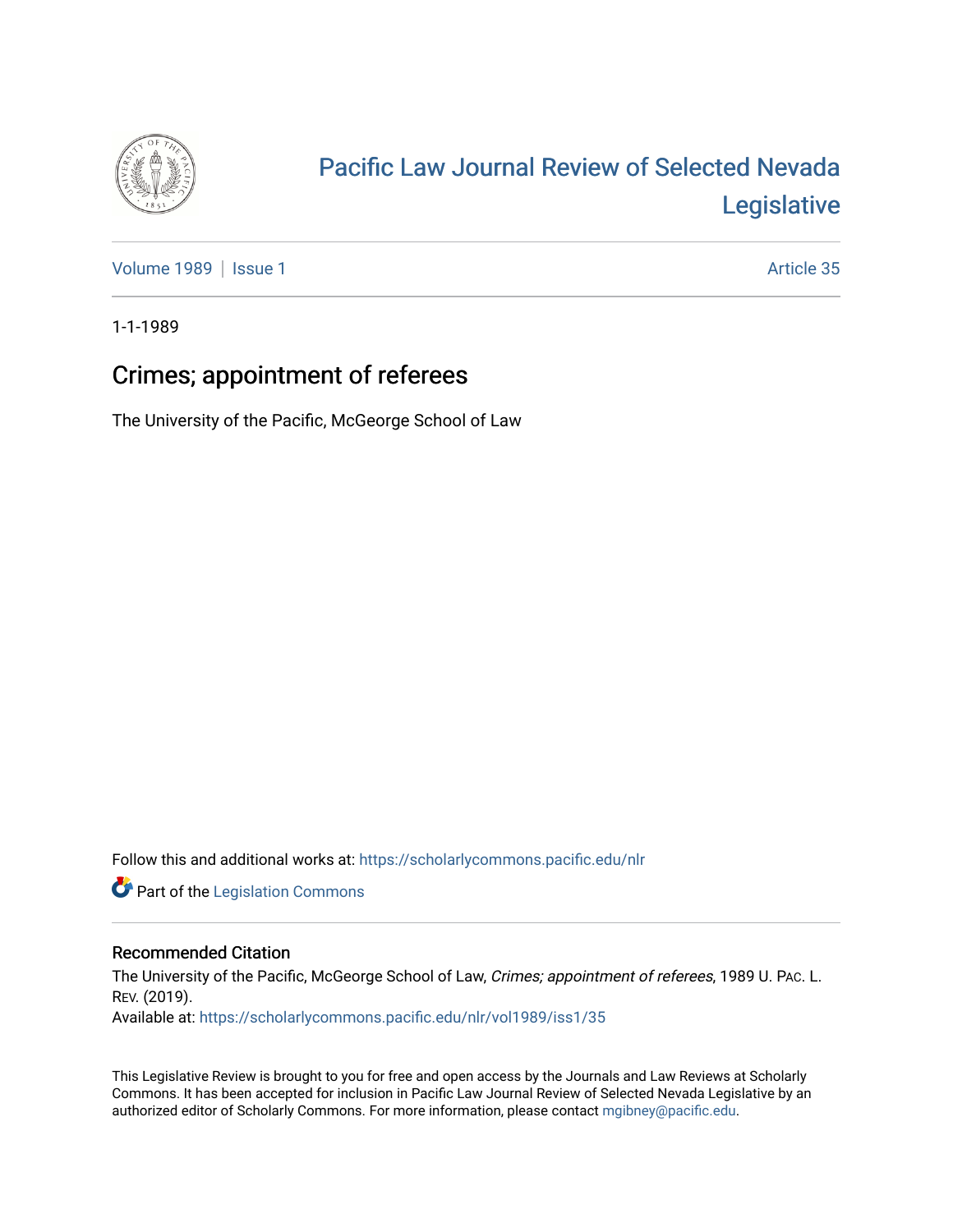# Pacific Law Journal Review of Selected Nevada Legislative

Volume 1989 | Issue 1 Article 35

1-1-1989

## Crimes; appointment of referees

The University of the Pacific, McGeorge School of Law

Follow this and additional works at: https://scholarlycommons.pacific.edu/nlr

Part of the Legislation Commons

### Recommended Citation

The University of the Pacific, McGeorge School of Law, *Crimes; appointment of referees*, 1989 U. PAC. L. REV. (2019).
Available at: https://scholarlycommons.pacific.edu/nlr/vol1989/iss1/35

This Legislative Review is brought to you for free and open access by the Journals and Law Reviews at Scholarly Commons. It has been accepted for inclusion in Pacific Law Journal Review of Selected Nevada Legislative by an authorized editor of Scholarly Commons. For more information, please contact mgibney@pacific.edu.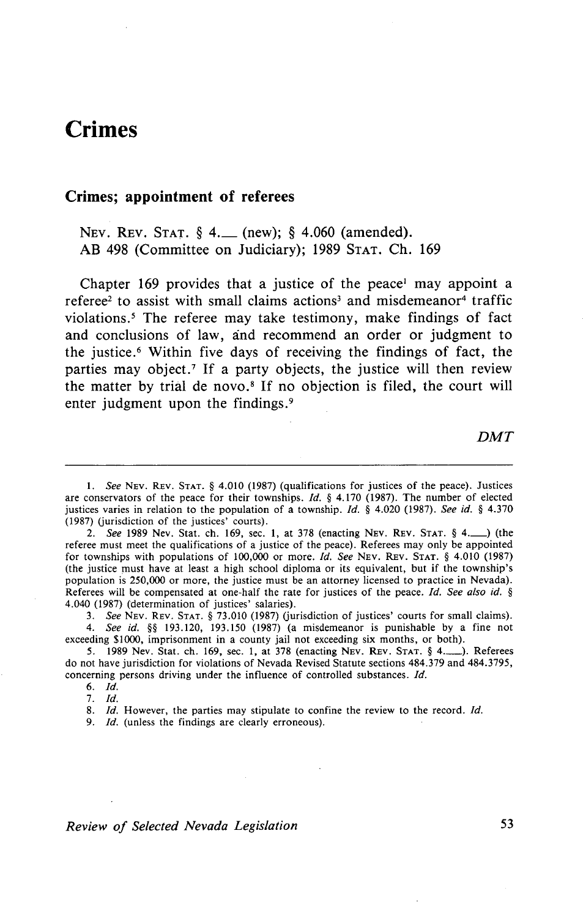# Crimes

## Crimes; appointment of referees

NEV. REV. STAT. § 4.__ (new); § 4.060 (amended).
AB 498 (Committee on Judiciary); 1989 STAT. Ch. 169

Chapter 169 provides that a justice of the peace[1] may appoint a referee[2] to assist with small claims actions[3] and misdemeanor[4] traffic violations.[5] The referee may take testimony, make findings of fact and conclusions of law, and recommend an order or judgment to the justice.[6] Within five days of receiving the findings of fact, the parties may object.[7] If a party objects, the justice will then review the matter by trial de novo.[8] If no objection is filed, the court will enter judgment upon the findings.[9]

*DMT*

---

1. *See* NEV. REV. STAT. § 4.010 (1987) (qualifications for justices of the peace). Justices are conservators of the peace for their townships. *Id.* § 4.170 (1987). The number of elected justices varies in relation to the population of a township. *Id.* § 4.020 (1987). *See id.* § 4.370 (1987) (jurisdiction of the justices' courts).

2. *See* 1989 Nev. Stat. ch. 169, sec. 1, at 378 (enacting NEV. REV. STAT. § 4.__) (the referee must meet the qualifications of a justice of the peace). Referees may only be appointed for townships with populations of 100,000 or more. *Id. See* NEV. REV. STAT. § 4.010 (1987) (the justice must have at least a high school diploma or its equivalent, but if the township's population is 250,000 or more, the justice must be an attorney licensed to practice in Nevada). Referees will be compensated at one-half the rate for justices of the peace. *Id. See also id.* § 4.040 (1987) (determination of justices' salaries).

3. *See* NEV. REV. STAT. § 73.010 (1987) (jurisdiction of justices' courts for small claims).

4. *See id.* §§ 193.120, 193.150 (1987) (a misdemeanor is punishable by a fine not exceeding $1000, imprisonment in a county jail not exceeding six months, or both).

5. 1989 Nev. Stat. ch. 169, sec. 1, at 378 (enacting NEV. REV. STAT. § 4.__). Referees do not have jurisdiction for violations of Nevada Revised Statute sections 484.379 and 484.3795, concerning persons driving under the influence of controlled substances. *Id.*

6. *Id.*

7. *Id.*

8. *Id.* However, the parties may stipulate to confine the review to the record. *Id.*

9. *Id.* (unless the findings are clearly erroneous).